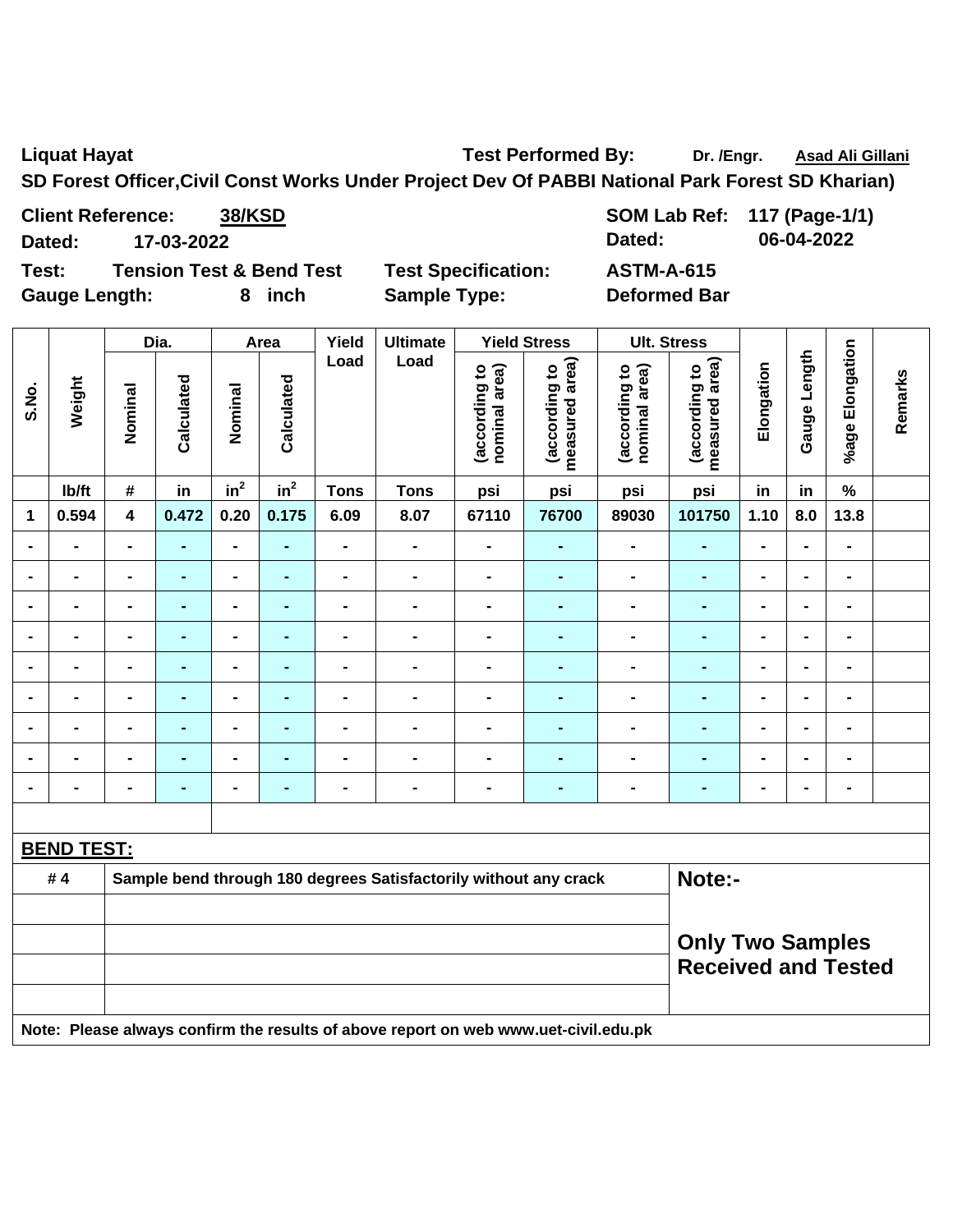**Liquat Hayat** **Test Performed By:** Dr. /Engr. Asad Ali Gillani

**SD Forest Officer,Civil Const Works Under Project Dev Of PABBI National Park Forest SD Kharian)**

**Client Reference:** 38/KSD **SOM Lab Ref:** 117 (Page-1/1)

**Dated:** 17-03-2022 **Dated:** 06-04-2022

**Test:** Tension Test & Bend Test **Test Specification:** ASTM-A-615

**Gauge Length:** 8 inch **Sample Type:** Deformed Bar

| S.No. | Weight | Dia. | | Area | | Yield Load | Ultimate Load | Yield Stress | | Ult. Stress | | Elongation | Gauge Length | %age Elongation | Remarks |
|---|---|---|---|---|---|---|---|---|---|---|---|---|---|---|---|
| | | Nominal | Calculated | Nominal | Calculated | | | (according to nominal area) | (according to measured area) | (according to nominal area) | (according to measured area) | | | | |
| | lb/ft | # | in | $in^2$ | $in^2$ | Tons | Tons | psi | psi | psi | psi | in | in | % | |
| 1 | 0.594 | 4 | 0.472 | 0.20 | 0.175 | 6.09 | 8.07 | 67110 | 76700 | 89030 | 101750 | 1.10 | 8.0 | 13.8 | |
| - | - | - | - | - | - | - | - | - | - | - | - | - | - | - | |
| - | - | - | - | - | - | - | - | - | - | - | - | - | - | - | |
| - | - | - | - | - | - | - | - | - | - | - | - | - | - | - | |
| - | - | - | - | - | - | - | - | - | - | - | - | - | - | - | |
| - | - | - | - | - | - | - | - | - | - | - | - | - | - | - | |
| - | - | - | - | - | - | - | - | - | - | - | - | - | - | - | |
| - | - | - | - | - | - | - | - | - | - | - | - | - | - | - | |
| - | - | - | - | - | - | - | - | - | - | - | - | - | - | - | |
| - | - | - | - | - | - | - | - | - | - | - | - | - | - | - | |

**BEND TEST:**

| | | |
|---|---|---|
| # 4 | Sample bend through 180 degrees Satisfactorily without any crack | **Note:-** |
| | | |
| | | **Only Two Samples Received and Tested** |
| | | |
| | | |

**Note: Please always confirm the results of above report on web www.uet-civil.edu.pk**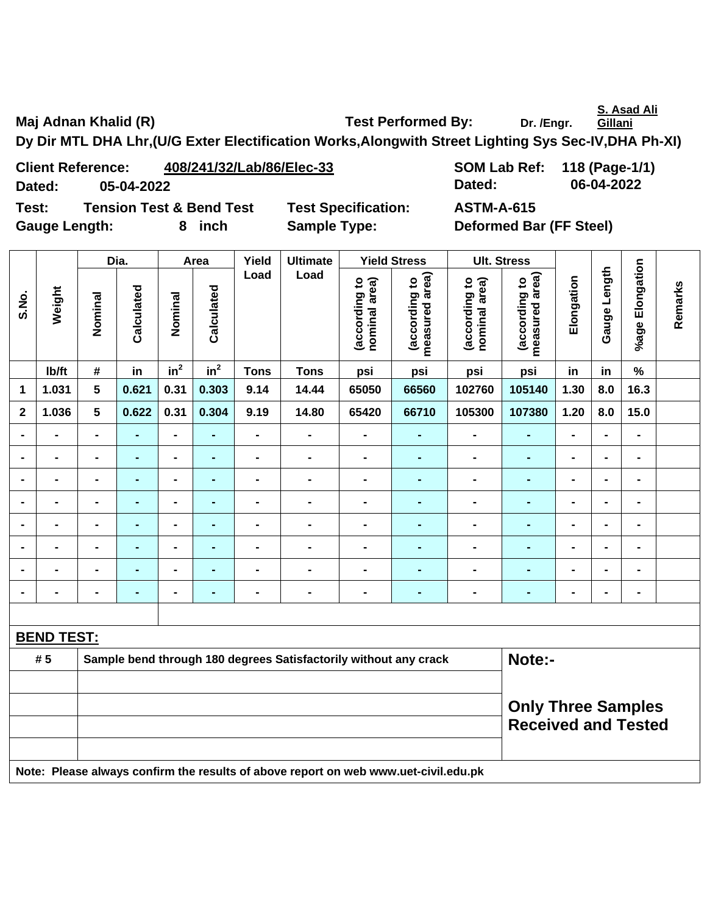Maj Adnan Khalid (R)

Test Performed By: Dr. /Engr. S. Asad Ali Gillani

Dy Dir MTL DHA Lhr,(U/G Exter Electification Works,Alongwith Street Lighting Sys Sec-IV,DHA Ph-XI)

**Client Reference:** 408/241/32/Lab/86/Elec-33 **SOM Lab Ref:** 118 (Page-1/1)

**Dated:** 05-04-2022 **Dated:** 06-04-2022

**Test:** Tension Test & Bend Test **Test Specification:** ASTM-A-615

**Gauge Length:** 8 inch **Sample Type:** Deformed Bar (FF Steel)

| S.No. | Weight | Dia. | | Area | | Yield Load | Ultimate Load | Yield Stress | | Ult. Stress | | Elongation | Gauge Length | %age Elongation | Remarks |
|---|---|---|---|---|---|---|---|---|---|---|---|---|---|---|---|
| | | Nominal | Calculated | Nominal | Calculated | | | (according to nominal area) | (according to measured area) | (according to nominal area) | (according to measured area) | | | | |
| | lb/ft | # | in | $in^2$ | $in^2$ | Tons | Tons | psi | psi | psi | psi | in | in | % | |
| 1 | 1.031 | 5 | 0.621 | 0.31 | 0.303 | 9.14 | 14.44 | 65050 | 66560 | 102760 | 105140 | 1.30 | 8.0 | 16.3 | |
| 2 | 1.036 | 5 | 0.622 | 0.31 | 0.304 | 9.19 | 14.80 | 65420 | 66710 | 105300 | 107380 | 1.20 | 8.0 | 15.0 | |
| - | - | - | - | - | - | - | - | - | - | - | - | - | - | - | |
| - | - | - | - | - | - | - | - | - | - | - | - | - | - | - | |
| - | - | - | - | - | - | - | - | - | - | - | - | - | - | - | |
| - | - | - | - | - | - | - | - | - | - | - | - | - | - | - | |
| - | - | - | - | - | - | - | - | - | - | - | - | - | - | - | |
| - | - | - | - | - | - | - | - | - | - | - | - | - | - | - | |
| - | - | - | - | - | - | - | - | - | - | - | - | - | - | - | |
| - | - | - | - | - | - | - | - | - | - | - | - | - | - | - | |

**BEND TEST:**

| | | |
|---|---|---|
| # 5 | Sample bend through 180 degrees Satisfactorily without any crack | **Note:-** |
| | | |
| | | **Only Three Samples Received and Tested** |
| | | |
| | | |

**Note: Please always confirm the results of above report on web www.uet-civil.edu.pk**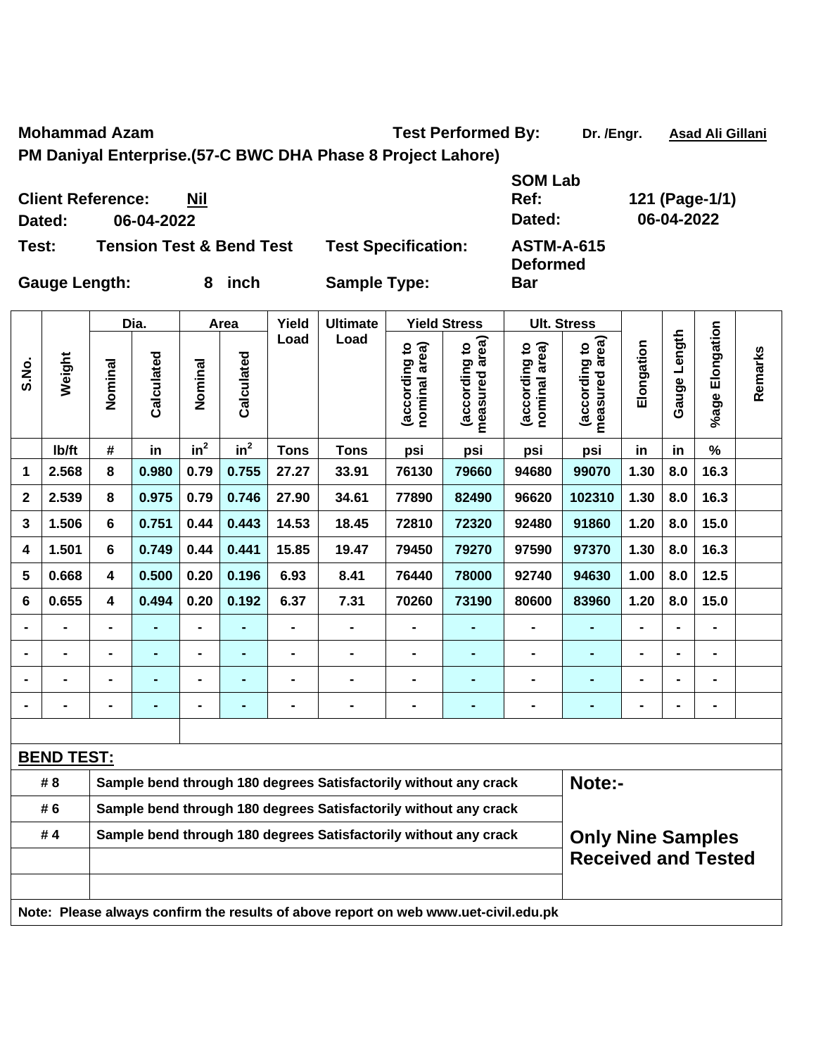**Mohammad Azam** **Test Performed By:** **Dr. /Engr.** **Asad Ali Gillani**

**PM Daniyal Enterprise.(57-C BWC DHA Phase 8 Project Lahore)**

**Client Reference:** **Nil** **SOM Lab Ref:** **121 (Page-1/1)**

**Dated:** **06-04-2022** **Dated:** **06-04-2022**

**Test:** **Tension Test & Bend Test** **Test Specification:** **ASTM-A-615**

**Gauge Length:** **8 inch** **Sample Type:** **Deformed Bar**

| S.No. | Weight | Dia. | | Area | | Yield Load | Ultimate Load | Yield Stress | | Ult. Stress | | Elongation | Gauge Length | %age Elongation | Remarks |
|---|---|---|---|---|---|---|---|---|---|---|---|---|---|---|---|
| | | Nominal | Calculated | Nominal | Calculated | | | (according to nominal area) | (according to measured area) | (according to nominal area) | (according to measured area) | | | | |
| | lb/ft | # | in | $in^2$ | $in^2$ | Tons | Tons | psi | psi | psi | psi | in | in | % | |
| 1 | 2.568 | 8 | 0.980 | 0.79 | 0.755 | 27.27 | 33.91 | 76130 | 79660 | 94680 | 99070 | 1.30 | 8.0 | 16.3 | |
| 2 | 2.539 | 8 | 0.975 | 0.79 | 0.746 | 27.90 | 34.61 | 77890 | 82490 | 96620 | 102310 | 1.30 | 8.0 | 16.3 | |
| 3 | 1.506 | 6 | 0.751 | 0.44 | 0.443 | 14.53 | 18.45 | 72810 | 72320 | 92480 | 91860 | 1.20 | 8.0 | 15.0 | |
| 4 | 1.501 | 6 | 0.749 | 0.44 | 0.441 | 15.85 | 19.47 | 79450 | 79270 | 97590 | 97370 | 1.30 | 8.0 | 16.3 | |
| 5 | 0.668 | 4 | 0.500 | 0.20 | 0.196 | 6.93 | 8.41 | 76440 | 78000 | 92740 | 94630 | 1.00 | 8.0 | 12.5 | |
| 6 | 0.655 | 4 | 0.494 | 0.20 | 0.192 | 6.37 | 7.31 | 70260 | 73190 | 80600 | 83960 | 1.20 | 8.0 | 15.0 | |
| - | - | - | - | - | - | - | - | - | - | - | - | - | - | - | |
| - | - | - | - | - | - | - | - | - | - | - | - | - | - | - | |
| - | - | - | - | - | - | - | - | - | - | - | - | - | - | - | |
| - | - | - | - | - | - | - | - | - | - | - | - | - | - | - | |

**BEND TEST:**

| | | |
|---|---|---|
| # 8 | Sample bend through 180 degrees Satisfactorily without any crack | **Note:-** |
| # 6 | Sample bend through 180 degrees Satisfactorily without any crack | |
| # 4 | Sample bend through 180 degrees Satisfactorily without any crack | **Only Nine Samples Received and Tested** |

**Note: Please always confirm the results of above report on web www.uet-civil.edu.pk**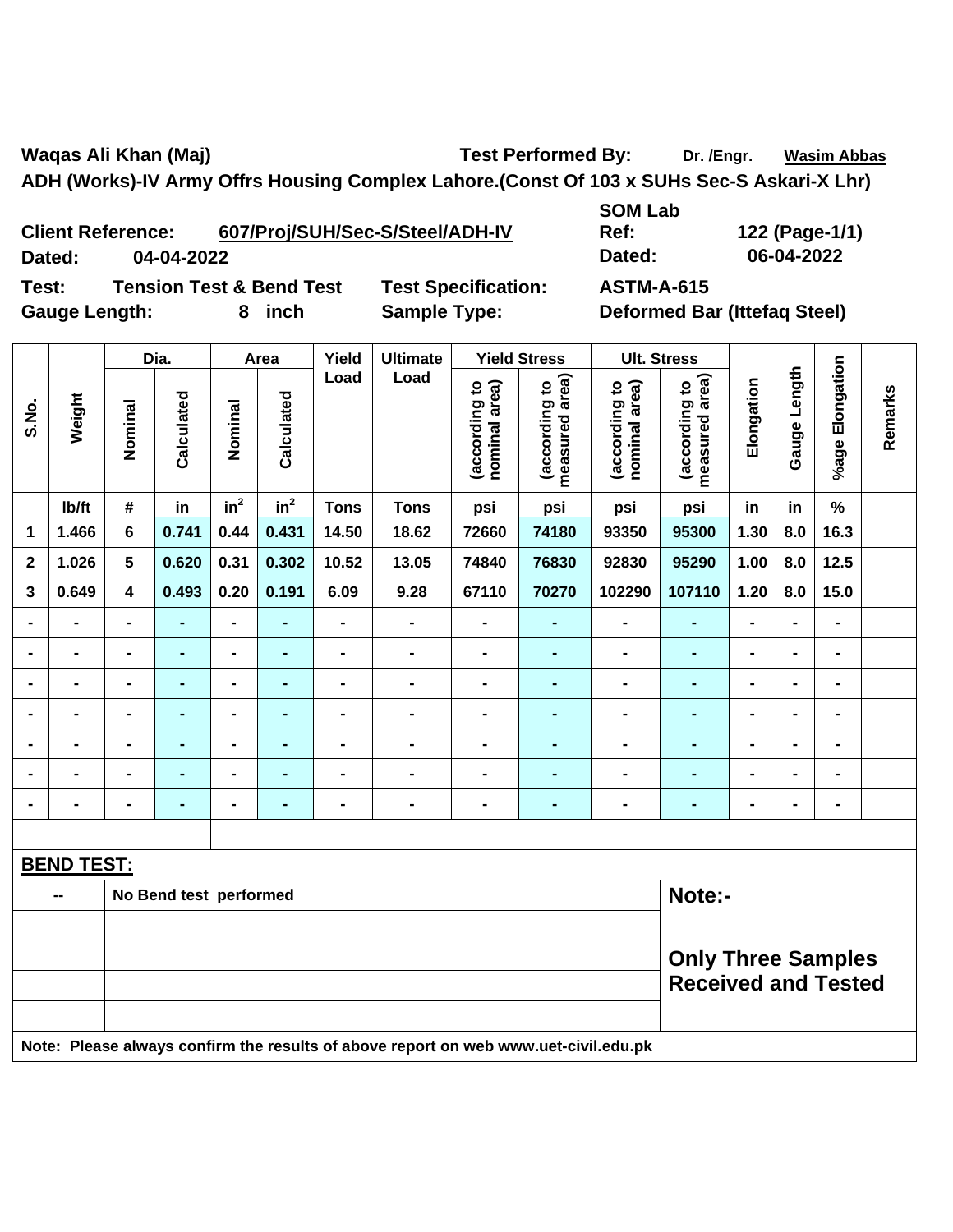**Waqas Ali Khan (Maj)** **Test Performed By:** Dr. /Engr. Wasim Abbas

**ADH (Works)-IV Army Offrs Housing Complex Lahore.(Const Of 103 x SUHs Sec-S Askari-X Lhr)**

**Client Reference:** 607/Proj/SUH/Sec-S/Steel/ADH-IV

**Dated:** 04-04-2022

**SOM Lab Ref:** 122 (Page-1/1)

**Dated:** 06-04-2022

**Test:** Tension Test & Bend Test **Test Specification:** ASTM-A-615

**Gauge Length:** 8 inch **Sample Type:** Deformed Bar (Ittefaq Steel)

| S.No. | Weight | Dia. | | Area | | Yield Load | Ultimate Load | Yield Stress | | Ult. Stress | | Elongation | Gauge Length | %age Elongation | Remarks |
|---|---|---|---|---|---|---|---|---|---|---|---|---|---|---|---|
| | | Nominal | Calculated | Nominal | Calculated | | | (according to nominal area) | (according to measured area) | (according to nominal area) | (according to measured area) | | | | |
| | lb/ft | # | in | $in^2$ | $in^2$ | Tons | Tons | psi | psi | psi | psi | in | in | % | |
| 1 | 1.466 | 6 | 0.741 | 0.44 | 0.431 | 14.50 | 18.62 | 72660 | 74180 | 93350 | 95300 | 1.30 | 8.0 | 16.3 | |
| 2 | 1.026 | 5 | 0.620 | 0.31 | 0.302 | 10.52 | 13.05 | 74840 | 76830 | 92830 | 95290 | 1.00 | 8.0 | 12.5 | |
| 3 | 0.649 | 4 | 0.493 | 0.20 | 0.191 | 6.09 | 9.28 | 67110 | 70270 | 102290 | 107110 | 1.20 | 8.0 | 15.0 | |
| - | - | - | - | - | - | - | - | - | - | - | - | - | - | - | |
| - | - | - | - | - | - | - | - | - | - | - | - | - | - | - | |
| - | - | - | - | - | - | - | - | - | - | - | - | - | - | - | |
| - | - | - | - | - | - | - | - | - | - | - | - | - | - | - | |
| - | - | - | - | - | - | - | - | - | - | - | - | - | - | - | |
| - | - | - | - | - | - | - | - | - | - | - | - | - | - | - | |
| - | - | - | - | - | - | - | - | - | - | - | - | - | - | - | |

**BEND TEST:**

| -- | No Bend test performed |
|---|---|

**Note:-**

**Only Three Samples Received and Tested**

**Note: Please always confirm the results of above report on web www.uet-civil.edu.pk**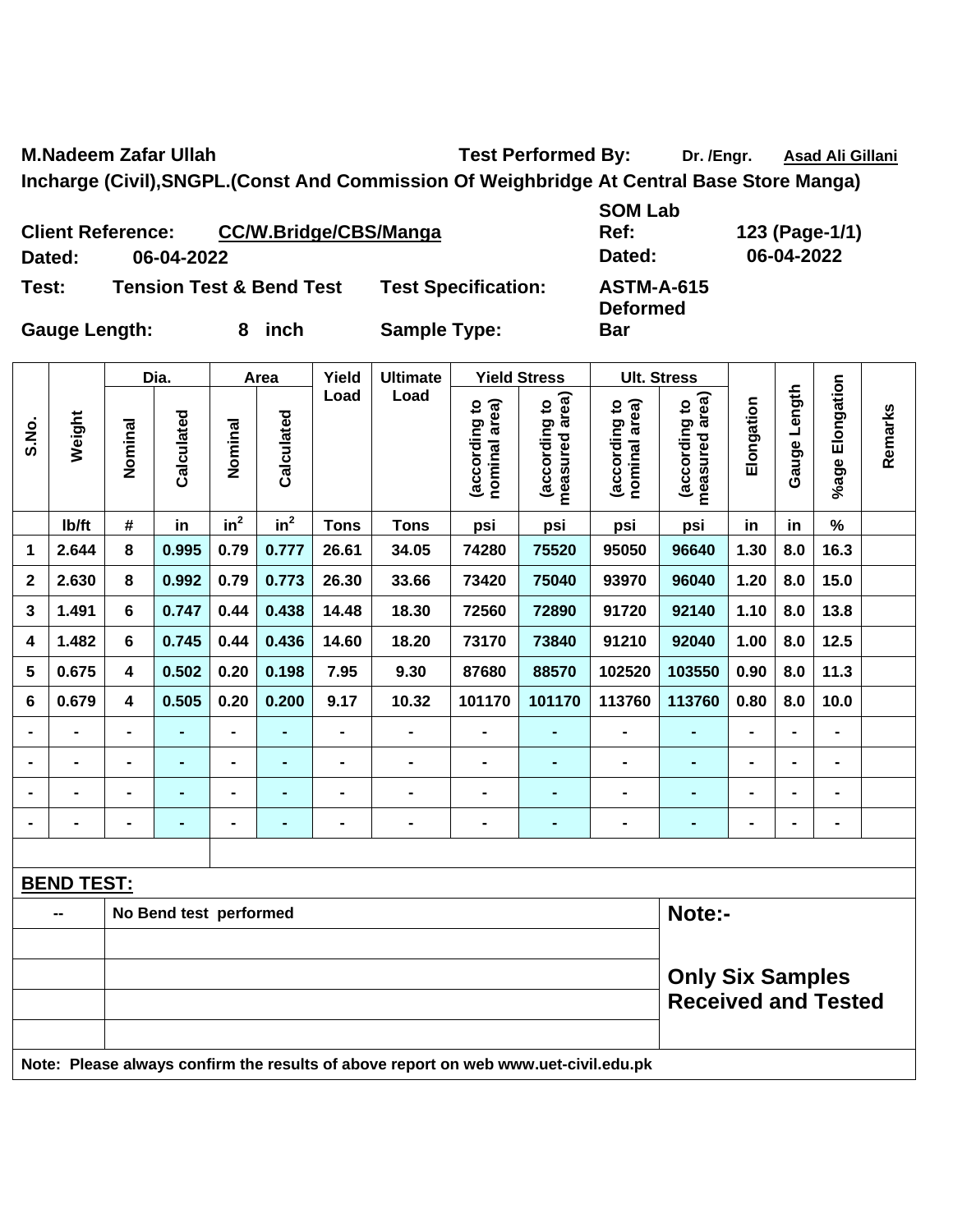**M.Nadeem Zafar Ullah** **Test Performed By:** Dr. /Engr. Asad Ali Gillani

**Incharge (Civil),SNGPL.(Const And Commission Of Weighbridge At Central Base Store Manga)**

**Client Reference:** CC/W.Bridge/CBS/Manga **SOM Lab Ref:** 123 (Page-1/1)

**Dated:** 06-04-2022 **Dated:** 06-04-2022

**Test:** Tension Test & Bend Test **Test Specification:** ASTM-A-615

**Gauge Length:** 8 inch **Sample Type:** Deformed Bar

| S.No. | Weight | Dia. | | Area | | Yield Load | Ultimate Load | Yield Stress | | Ult. Stress | | Elongation | Gauge Length | %age Elongation | Remarks |
|---|---|---|---|---|---|---|---|---|---|---|---|---|---|---|---|
| | | Nominal | Calculated | Nominal | Calculated | | | (according to nominal area) | (according to measured area) | (according to nominal area) | (according to measured area) | | | | |
| | lb/ft | # | in | $in^2$ | $in^2$ | Tons | Tons | psi | psi | psi | psi | in | in | % | |
| 1 | 2.644 | 8 | 0.995 | 0.79 | 0.777 | 26.61 | 34.05 | 74280 | 75520 | 95050 | 96640 | 1.30 | 8.0 | 16.3 | |
| 2 | 2.630 | 8 | 0.992 | 0.79 | 0.773 | 26.30 | 33.66 | 73420 | 75040 | 93970 | 96040 | 1.20 | 8.0 | 15.0 | |
| 3 | 1.491 | 6 | 0.747 | 0.44 | 0.438 | 14.48 | 18.30 | 72560 | 72890 | 91720 | 92140 | 1.10 | 8.0 | 13.8 | |
| 4 | 1.482 | 6 | 0.745 | 0.44 | 0.436 | 14.60 | 18.20 | 73170 | 73840 | 91210 | 92040 | 1.00 | 8.0 | 12.5 | |
| 5 | 0.675 | 4 | 0.502 | 0.20 | 0.198 | 7.95 | 9.30 | 87680 | 88570 | 102520 | 103550 | 0.90 | 8.0 | 11.3 | |
| 6 | 0.679 | 4 | 0.505 | 0.20 | 0.200 | 9.17 | 10.32 | 101170 | 101170 | 113760 | 113760 | 0.80 | 8.0 | 10.0 | |
| - | - | - | - | - | - | - | - | - | - | - | - | - | - | - | |
| - | - | - | - | - | - | - | - | - | - | - | - | - | - | - | |
| - | - | - | - | - | - | - | - | - | - | - | - | - | - | - | |
| - | - | - | - | - | - | - | - | - | - | - | - | - | - | - | |

**BEND TEST:**

| | | |
|---|---|---|
| -- | No Bend test performed | **Note:-** |
| | | |
| | | **Only Six Samples Received and Tested** |

**Note: Please always confirm the results of above report on web www.uet-civil.edu.pk**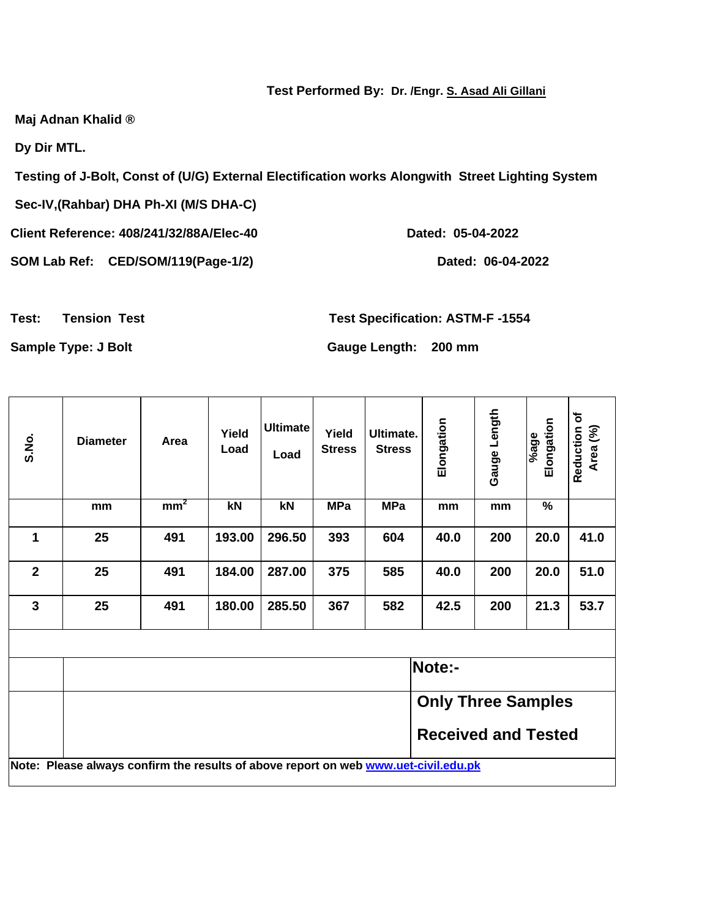**Test Performed By: Dr. /Engr. S. Asad Ali Gillani**

**Maj Adnan Khalid ®**

**Dy Dir MTL.**

**Testing of J-Bolt, Const of (U/G) External Electification works Alongwith Street Lighting System**

**Sec-IV,(Rahbar) DHA Ph-XI (M/S DHA-C)**

**Client Reference: 408/241/32/88A/Elec-40** **Dated: 05-04-2022**

**SOM Lab Ref: CED/SOM/119(Page-1/2)** **Dated: 06-04-2022**

**Test: Tension Test** **Test Specification: ASTM-F -1554**

**Sample Type: J Bolt** **Gauge Length: 200 mm**

| S.No. | Diameter | Area | Yield Load | Ultimate Load | Yield Stress | Ultimate. Stress | Elongation | Gauge Length | %age Elongation | Reduction of Area (%) |
|---|---|---|---|---|---|---|---|---|---|---|
| | mm | $mm^2$ | kN | kN | MPa | MPa | mm | mm | % | |
| 1 | 25 | 491 | 193.00 | 296.50 | 393 | 604 | 40.0 | 200 | 20.0 | 41.0 |
| 2 | 25 | 491 | 184.00 | 287.00 | 375 | 585 | 40.0 | 200 | 20.0 | 51.0 |
| 3 | 25 | 491 | 180.00 | 285.50 | 367 | 582 | 42.5 | 200 | 21.3 | 53.7 |

**Note:-**

**Only Three Samples Received and Tested**

**Note: Please always confirm the results of above report on web www.uet-civil.edu.pk**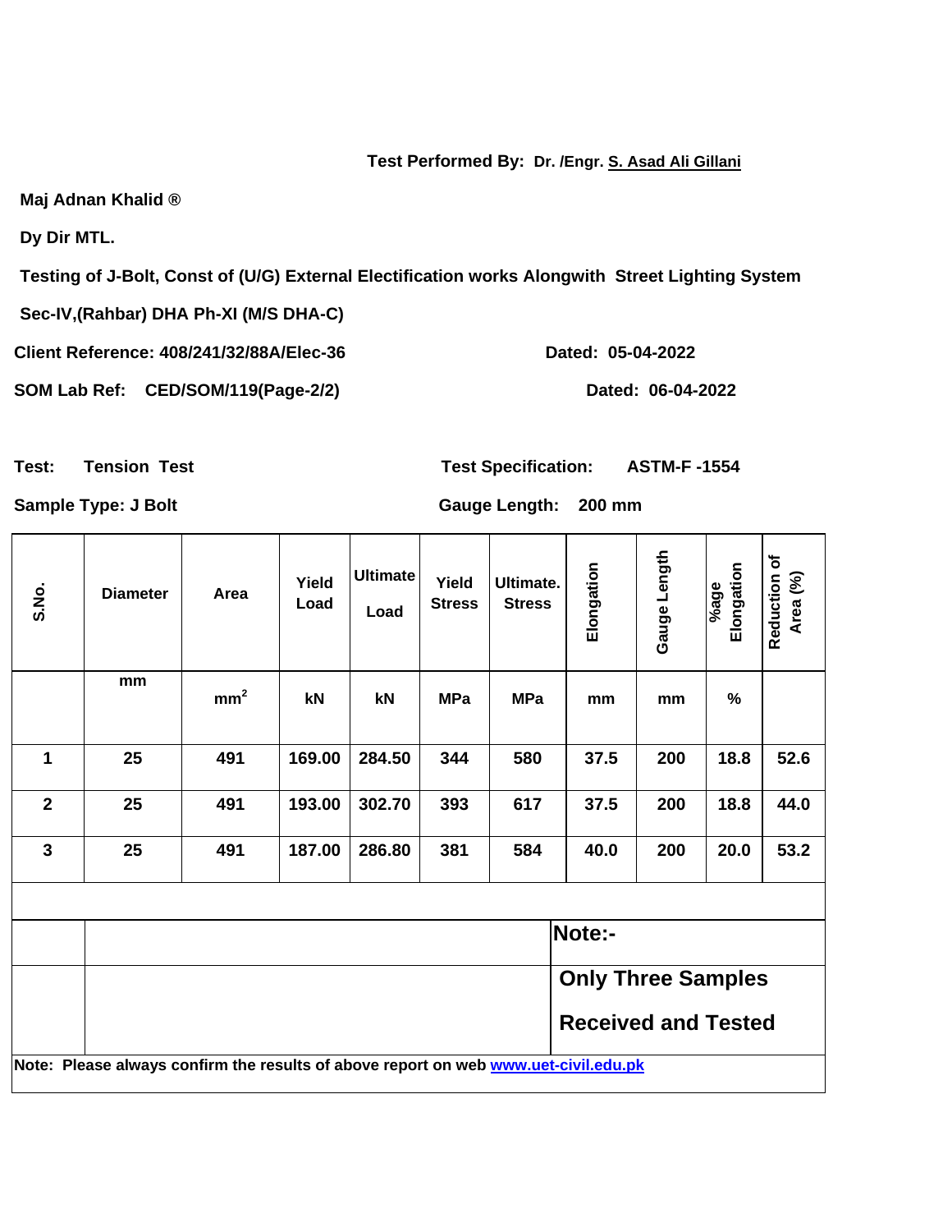**Test Performed By: Dr. /Engr. S. Asad Ali Gillani**

**Maj Adnan Khalid ®**

**Dy Dir MTL.**

**Testing of J-Bolt, Const of (U/G) External Electification works Alongwith Street Lighting System**

**Sec-IV,(Rahbar) DHA Ph-XI (M/S DHA-C)**

**Client Reference: 408/241/32/88A/Elec-36** **Dated: 05-04-2022**

**SOM Lab Ref: CED/SOM/119(Page-2/2)** **Dated: 06-04-2022**

**Test: Tension Test** **Test Specification: ASTM-F -1554**

**Sample Type: J Bolt** **Gauge Length: 200 mm**

| S.No. | Diameter | Area | Yield Load | Ultimate Load | Yield Stress | Ultimate. Stress | Elongation | Gauge Length | %age Elongation | Reduction of Area (%) |
|---|---|---|---|---|---|---|---|---|---|---|
| | mm | $mm^2$ | kN | kN | MPa | MPa | mm | mm | % | |
| 1 | 25 | 491 | 169.00 | 284.50 | 344 | 580 | 37.5 | 200 | 18.8 | 52.6 |
| 2 | 25 | 491 | 193.00 | 302.70 | 393 | 617 | 37.5 | 200 | 18.8 | 44.0 |
| 3 | 25 | 491 | 187.00 | 286.80 | 381 | 584 | 40.0 | 200 | 20.0 | 53.2 |

**Note:-**

**Only Three Samples Received and Tested**

**Note: Please always confirm the results of above report on web www.uet-civil.edu.pk**